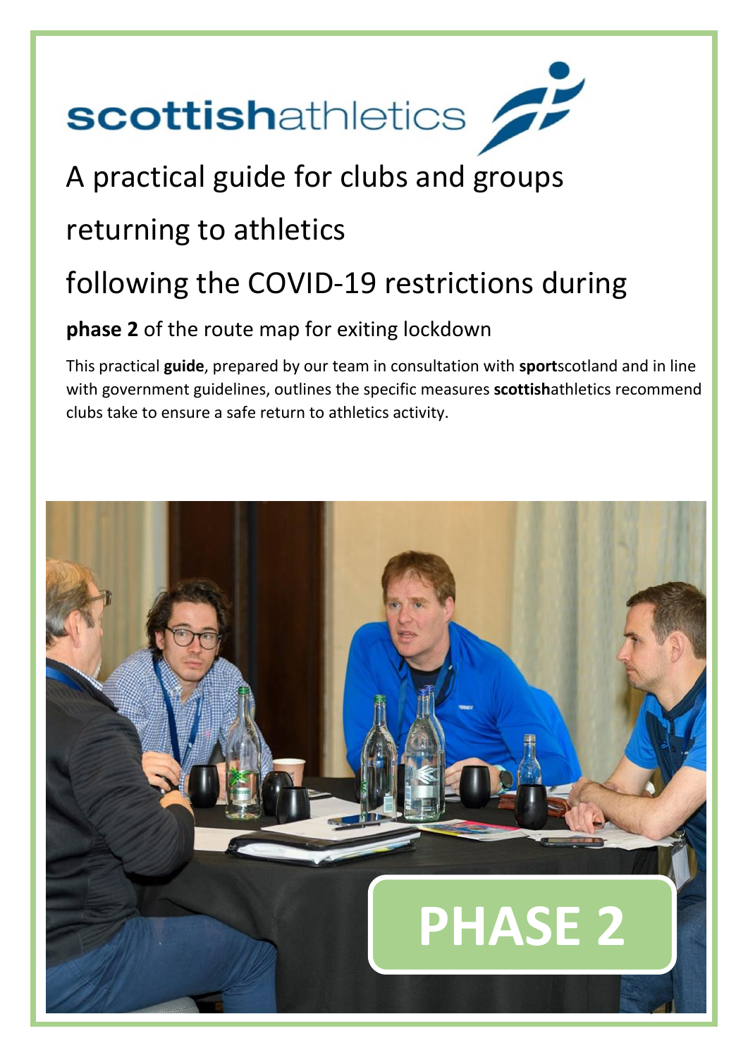**scottish**athletics

# A practical guide for clubs and groups returning to athletics following the COVID-19 restrictions during

## **phase 2** of the route map for exiting lockdown

This practical **guide**, prepared by our team in consultation with **sport**scotland and in line with government guidelines, outlines the specific measures **scottish**athletics recommend clubs take to ensure a safe return to athletics activity.

**PHASE 2**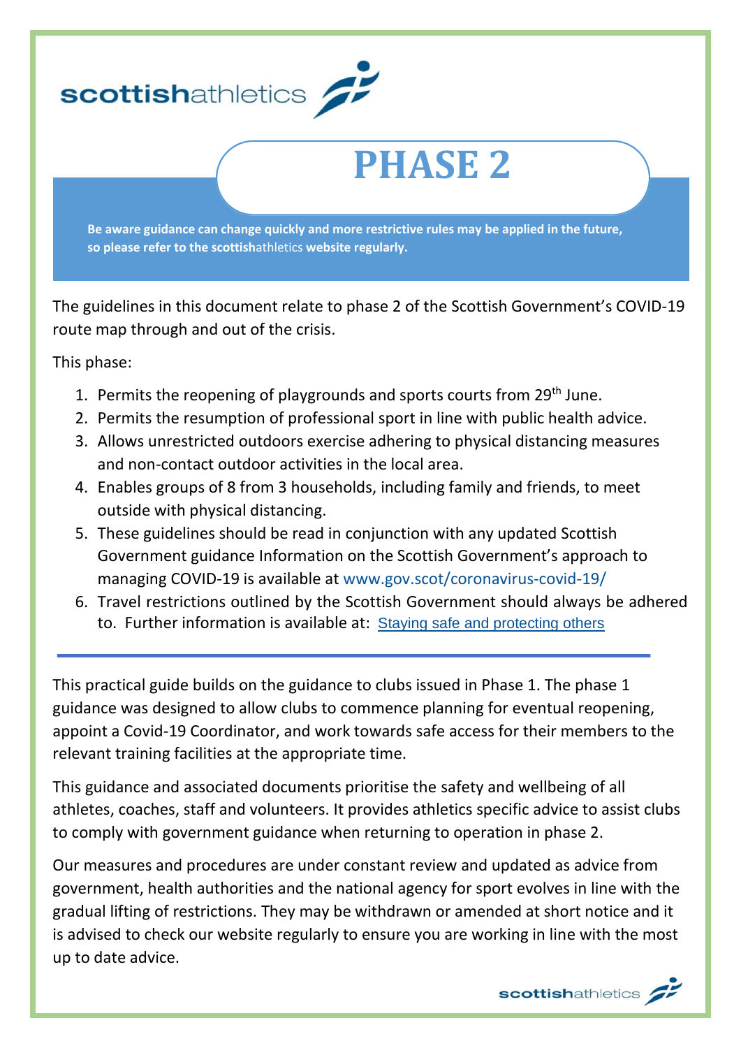scottishathletics

# PHASE 2

**Be aware guidance can change quickly and more restrictive rules may be applied in the future, so please refer to the scottishathletics website regularly.**

The guidelines in this document relate to phase 2 of the Scottish Government's COVID-19 route map through and out of the crisis.

This phase:

1. Permits the reopening of playgrounds and sports courts from 29th June.
2. Permits the resumption of professional sport in line with public health advice.
3. Allows unrestricted outdoors exercise adhering to physical distancing measures and non-contact outdoor activities in the local area.
4. Enables groups of 8 from 3 households, including family and friends, to meet outside with physical distancing.
5. These guidelines should be read in conjunction with any updated Scottish Government guidance Information on the Scottish Government's approach to managing COVID-19 is available at www.gov.scot/coronavirus-covid-19/
6. Travel restrictions outlined by the Scottish Government should always be adhered to. Further information is available at: Staying safe and protecting others

---

This practical guide builds on the guidance to clubs issued in Phase 1. The phase 1 guidance was designed to allow clubs to commence planning for eventual reopening, appoint a Covid-19 Coordinator, and work towards safe access for their members to the relevant training facilities at the appropriate time.

This guidance and associated documents prioritise the safety and wellbeing of all athletes, coaches, staff and volunteers. It provides athletics specific advice to assist clubs to comply with government guidance when returning to operation in phase 2.

Our measures and procedures are under constant review and updated as advice from government, health authorities and the national agency for sport evolves in line with the gradual lifting of restrictions. They may be withdrawn or amended at short notice and it is advised to check our website regularly to ensure you are working in line with the most up to date advice.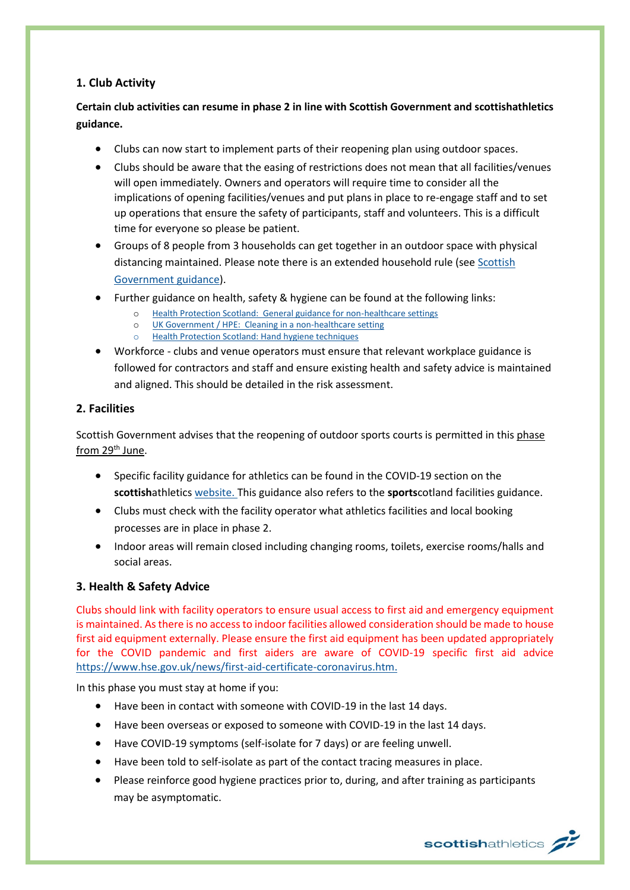## 1. Club Activity

**Certain club activities can resume in phase 2 in line with Scottish Government and scottishathletics guidance.**

- Clubs can now start to implement parts of their reopening plan using outdoor spaces.
- Clubs should be aware that the easing of restrictions does not mean that all facilities/venues will open immediately. Owners and operators will require time to consider all the implications of opening facilities/venues and put plans in place to re-engage staff and to set up operations that ensure the safety of participants, staff and volunteers. This is a difficult time for everyone so please be patient.
- Groups of 8 people from 3 households can get together in an outdoor space with physical distancing maintained. Please note there is an extended household rule (see Scottish Government guidance).
- Further guidance on health, safety & hygiene can be found at the following links:
  - Health Protection Scotland: General guidance for non-healthcare settings
  - UK Government / HPE: Cleaning in a non-healthcare setting
  - Health Protection Scotland: Hand hygiene techniques
- Workforce - clubs and venue operators must ensure that relevant workplace guidance is followed for contractors and staff and ensure existing health and safety advice is maintained and aligned. This should be detailed in the risk assessment.

## 2. Facilities

Scottish Government advises that the reopening of outdoor sports courts is permitted in this phase from 29th June.

- Specific facility guidance for athletics can be found in the COVID-19 section on the **scottish**athletics website. This guidance also refers to the **sports**cotland facilities guidance.
- Clubs must check with the facility operator what athletics facilities and local booking processes are in place in phase 2.
- Indoor areas will remain closed including changing rooms, toilets, exercise rooms/halls and social areas.

## 3. Health & Safety Advice

Clubs should link with facility operators to ensure usual access to first aid and emergency equipment is maintained. As there is no access to indoor facilities allowed consideration should be made to house first aid equipment externally. Please ensure the first aid equipment has been updated appropriately for the COVID pandemic and first aiders are aware of COVID-19 specific first aid advice https://www.hse.gov.uk/news/first-aid-certificate-coronavirus.htm.

In this phase you must stay at home if you:

- Have been in contact with someone with COVID-19 in the last 14 days.
- Have been overseas or exposed to someone with COVID-19 in the last 14 days.
- Have COVID-19 symptoms (self-isolate for 7 days) or are feeling unwell.
- Have been told to self-isolate as part of the contact tracing measures in place.
- Please reinforce good hygiene practices prior to, during, and after training as participants may be asymptomatic.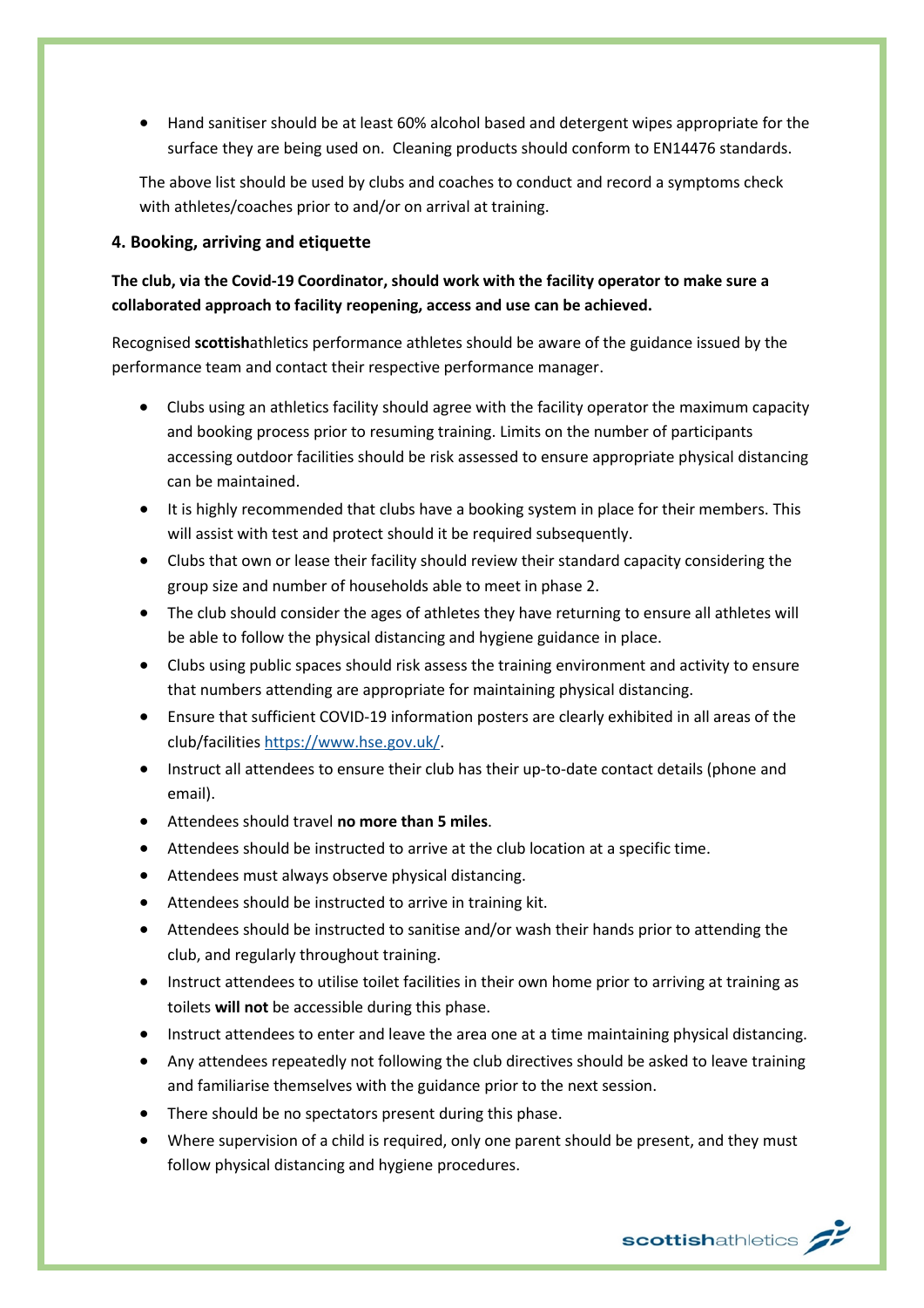- Hand sanitiser should be at least 60% alcohol based and detergent wipes appropriate for the surface they are being used on. Cleaning products should conform to EN14476 standards.

The above list should be used by clubs and coaches to conduct and record a symptoms check with athletes/coaches prior to and/or on arrival at training.

### 4. Booking, arriving and etiquette

**The club, via the Covid-19 Coordinator, should work with the facility operator to make sure a collaborated approach to facility reopening, access and use can be achieved.**

Recognised **scottish**athletics performance athletes should be aware of the guidance issued by the performance team and contact their respective performance manager.

- Clubs using an athletics facility should agree with the facility operator the maximum capacity and booking process prior to resuming training. Limits on the number of participants accessing outdoor facilities should be risk assessed to ensure appropriate physical distancing can be maintained.
- It is highly recommended that clubs have a booking system in place for their members. This will assist with test and protect should it be required subsequently.
- Clubs that own or lease their facility should review their standard capacity considering the group size and number of households able to meet in phase 2.
- The club should consider the ages of athletes they have returning to ensure all athletes will be able to follow the physical distancing and hygiene guidance in place.
- Clubs using public spaces should risk assess the training environment and activity to ensure that numbers attending are appropriate for maintaining physical distancing.
- Ensure that sufficient COVID-19 information posters are clearly exhibited in all areas of the club/facilities https://www.hse.gov.uk/.
- Instruct all attendees to ensure their club has their up-to-date contact details (phone and email).
- Attendees should travel **no more than 5 miles**.
- Attendees should be instructed to arrive at the club location at a specific time.
- Attendees must always observe physical distancing.
- Attendees should be instructed to arrive in training kit.
- Attendees should be instructed to sanitise and/or wash their hands prior to attending the club, and regularly throughout training.
- Instruct attendees to utilise toilet facilities in their own home prior to arriving at training as toilets **will not** be accessible during this phase.
- Instruct attendees to enter and leave the area one at a time maintaining physical distancing.
- Any attendees repeatedly not following the club directives should be asked to leave training and familiarise themselves with the guidance prior to the next session.
- There should be no spectators present during this phase.
- Where supervision of a child is required, only one parent should be present, and they must follow physical distancing and hygiene procedures.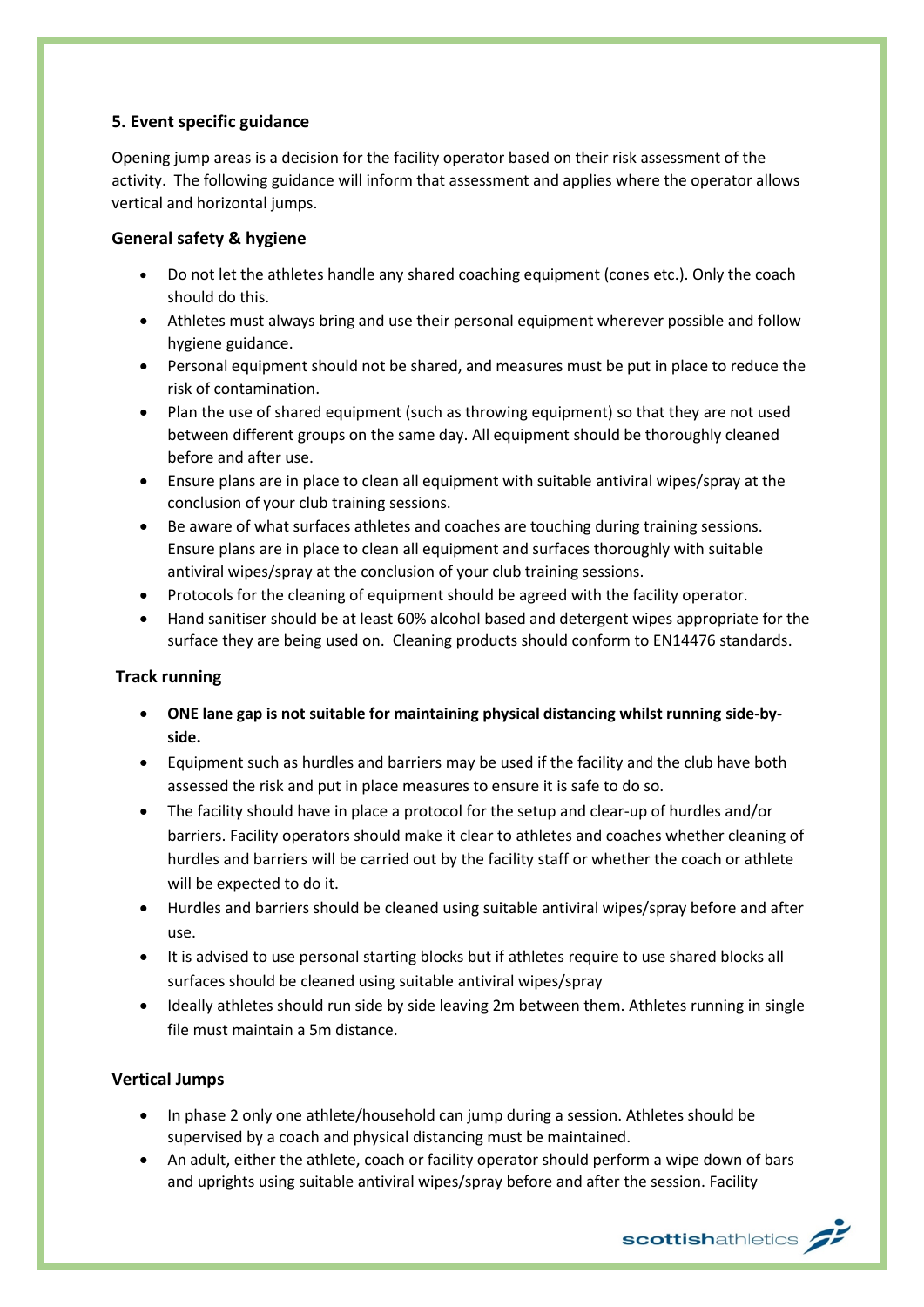## 5. Event specific guidance

Opening jump areas is a decision for the facility operator based on their risk assessment of the activity. The following guidance will inform that assessment and applies where the operator allows vertical and horizontal jumps.

### General safety & hygiene

- Do not let the athletes handle any shared coaching equipment (cones etc.). Only the coach should do this.
- Athletes must always bring and use their personal equipment wherever possible and follow hygiene guidance.
- Personal equipment should not be shared, and measures must be put in place to reduce the risk of contamination.
- Plan the use of shared equipment (such as throwing equipment) so that they are not used between different groups on the same day. All equipment should be thoroughly cleaned before and after use.
- Ensure plans are in place to clean all equipment with suitable antiviral wipes/spray at the conclusion of your club training sessions.
- Be aware of what surfaces athletes and coaches are touching during training sessions. Ensure plans are in place to clean all equipment and surfaces thoroughly with suitable antiviral wipes/spray at the conclusion of your club training sessions.
- Protocols for the cleaning of equipment should be agreed with the facility operator.
- Hand sanitiser should be at least 60% alcohol based and detergent wipes appropriate for the surface they are being used on. Cleaning products should conform to EN14476 standards.

### Track running

- **ONE lane gap is not suitable for maintaining physical distancing whilst running side-by-side.**
- Equipment such as hurdles and barriers may be used if the facility and the club have both assessed the risk and put in place measures to ensure it is safe to do so.
- The facility should have in place a protocol for the setup and clear-up of hurdles and/or barriers. Facility operators should make it clear to athletes and coaches whether cleaning of hurdles and barriers will be carried out by the facility staff or whether the coach or athlete will be expected to do it.
- Hurdles and barriers should be cleaned using suitable antiviral wipes/spray before and after use.
- It is advised to use personal starting blocks but if athletes require to use shared blocks all surfaces should be cleaned using suitable antiviral wipes/spray
- Ideally athletes should run side by side leaving 2m between them. Athletes running in single file must maintain a 5m distance.

### Vertical Jumps

- In phase 2 only one athlete/household can jump during a session. Athletes should be supervised by a coach and physical distancing must be maintained.
- An adult, either the athlete, coach or facility operator should perform a wipe down of bars and uprights using suitable antiviral wipes/spray before and after the session. Facility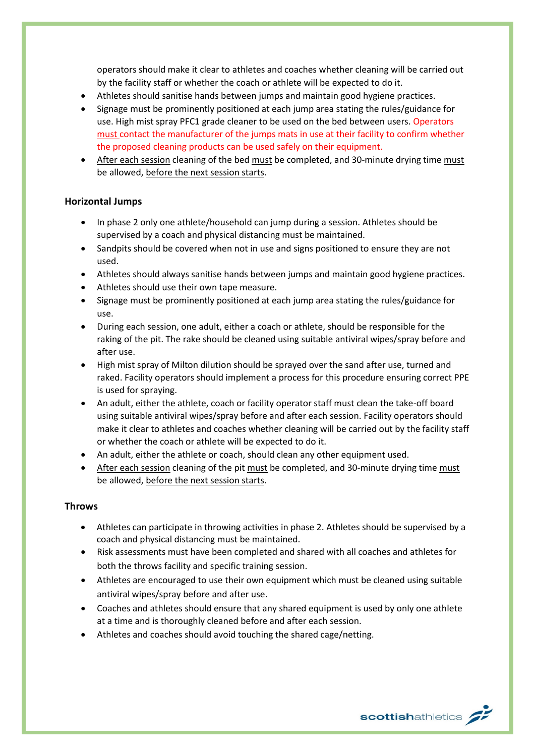operators should make it clear to athletes and coaches whether cleaning will be carried out by the facility staff or whether the coach or athlete will be expected to do it.

- Athletes should sanitise hands between jumps and maintain good hygiene practices.
- Signage must be prominently positioned at each jump area stating the rules/guidance for use. High mist spray PFC1 grade cleaner to be used on the bed between users. Operators must contact the manufacturer of the jumps mats in use at their facility to confirm whether the proposed cleaning products can be used safely on their equipment.
- After each session cleaning of the bed must be completed, and 30-minute drying time must be allowed, before the next session starts.

### Horizontal Jumps

- In phase 2 only one athlete/household can jump during a session. Athletes should be supervised by a coach and physical distancing must be maintained.
- Sandpits should be covered when not in use and signs positioned to ensure they are not used.
- Athletes should always sanitise hands between jumps and maintain good hygiene practices.
- Athletes should use their own tape measure.
- Signage must be prominently positioned at each jump area stating the rules/guidance for use.
- During each session, one adult, either a coach or athlete, should be responsible for the raking of the pit. The rake should be cleaned using suitable antiviral wipes/spray before and after use.
- High mist spray of Milton dilution should be sprayed over the sand after use, turned and raked. Facility operators should implement a process for this procedure ensuring correct PPE is used for spraying.
- An adult, either the athlete, coach or facility operator staff must clean the take-off board using suitable antiviral wipes/spray before and after each session. Facility operators should make it clear to athletes and coaches whether cleaning will be carried out by the facility staff or whether the coach or athlete will be expected to do it.
- An adult, either the athlete or coach, should clean any other equipment used.
- After each session cleaning of the pit must be completed, and 30-minute drying time must be allowed, before the next session starts.

### Throws

- Athletes can participate in throwing activities in phase 2. Athletes should be supervised by a coach and physical distancing must be maintained.
- Risk assessments must have been completed and shared with all coaches and athletes for both the throws facility and specific training session.
- Athletes are encouraged to use their own equipment which must be cleaned using suitable antiviral wipes/spray before and after use.
- Coaches and athletes should ensure that any shared equipment is used by only one athlete at a time and is thoroughly cleaned before and after each session.
- Athletes and coaches should avoid touching the shared cage/netting.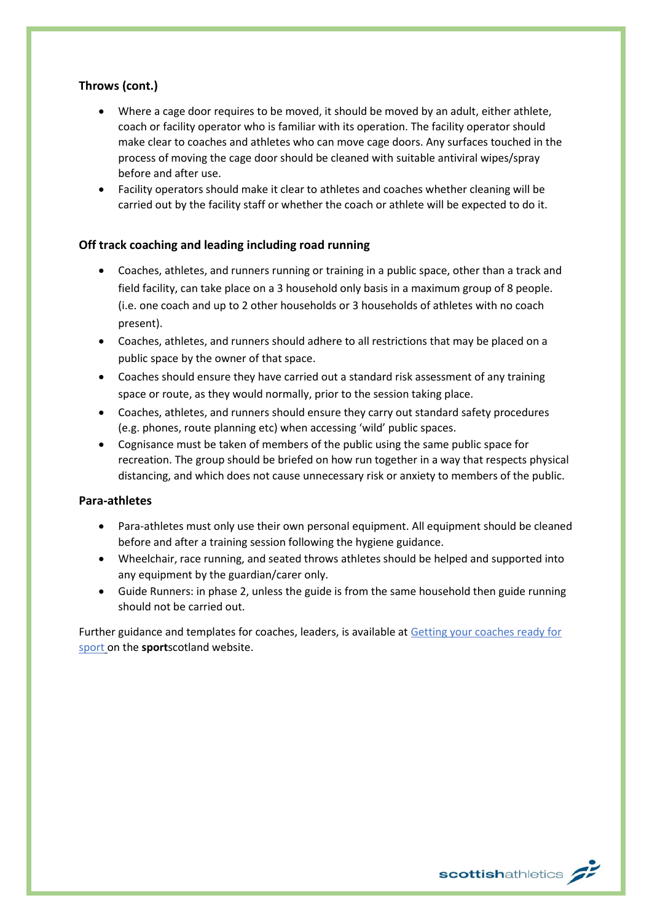**Throws (cont.)**

- Where a cage door requires to be moved, it should be moved by an adult, either athlete, coach or facility operator who is familiar with its operation. The facility operator should make clear to coaches and athletes who can move cage doors. Any surfaces touched in the process of moving the cage door should be cleaned with suitable antiviral wipes/spray before and after use.
- Facility operators should make it clear to athletes and coaches whether cleaning will be carried out by the facility staff or whether the coach or athlete will be expected to do it.

**Off track coaching and leading including road running**

- Coaches, athletes, and runners running or training in a public space, other than a track and field facility, can take place on a 3 household only basis in a maximum group of 8 people. (i.e. one coach and up to 2 other households or 3 households of athletes with no coach present).
- Coaches, athletes, and runners should adhere to all restrictions that may be placed on a public space by the owner of that space.
- Coaches should ensure they have carried out a standard risk assessment of any training space or route, as they would normally, prior to the session taking place.
- Coaches, athletes, and runners should ensure they carry out standard safety procedures (e.g. phones, route planning etc) when accessing 'wild' public spaces.
- Cognisance must be taken of members of the public using the same public space for recreation. The group should be briefed on how run together in a way that respects physical distancing, and which does not cause unnecessary risk or anxiety to members of the public.

**Para-athletes**

- Para-athletes must only use their own personal equipment. All equipment should be cleaned before and after a training session following the hygiene guidance.
- Wheelchair, race running, and seated throws athletes should be helped and supported into any equipment by the guardian/carer only.
- Guide Runners: in phase 2, unless the guide is from the same household then guide running should not be carried out.

Further guidance and templates for coaches, leaders, is available at [Getting your coaches ready for sport](Getting your coaches ready for sport) on the **sport**scotland website.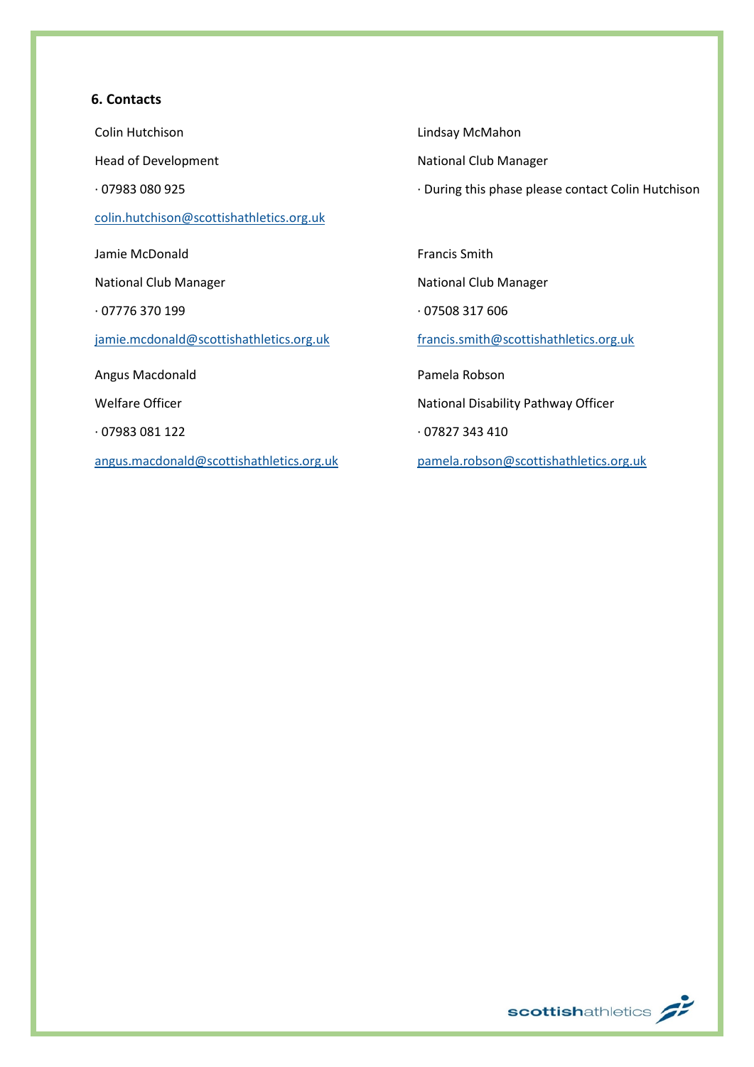**6. Contacts**

Colin Hutchison

Head of Development

· 07983 080 925

colin.hutchison@scottishathletics.org.uk

Lindsay McMahon

National Club Manager

· During this phase please contact Colin Hutchison

Jamie McDonald

National Club Manager

· 07776 370 199

jamie.mcdonald@scottishathletics.org.uk

Francis Smith

National Club Manager

· 07508 317 606

francis.smith@scottishathletics.org.uk

Angus Macdonald

Welfare Officer

· 07983 081 122

angus.macdonald@scottishathletics.org.uk

Pamela Robson

National Disability Pathway Officer

· 07827 343 410

pamela.robson@scottishathletics.org.uk